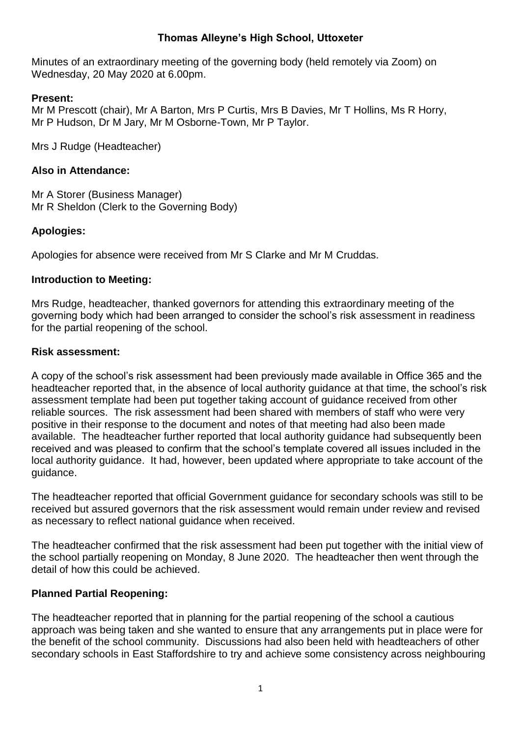# Thomas Alleyne's High School, Uttoxeter

Minutes of an extraordinary meeting of the governing body (held remotely via Zoom) on Wednesday, 20 May 2020 at 6.00pm.

**Present:**

Mr M Prescott (chair), Mr A Barton, Mrs P Curtis, Mrs B Davies, Mr T Hollins, Ms R Horry, Mr P Hudson, Dr M Jary, Mr M Osborne-Town, Mr P Taylor.

Mrs J Rudge (Headteacher)

**Also in Attendance:**

Mr A Storer (Business Manager)
Mr R Sheldon (Clerk to the Governing Body)

**Apologies:**

Apologies for absence were received from Mr S Clarke and Mr M Cruddas.

**Introduction to Meeting:**

Mrs Rudge, headteacher, thanked governors for attending this extraordinary meeting of the governing body which had been arranged to consider the school's risk assessment in readiness for the partial reopening of the school.

**Risk assessment:**

A copy of the school's risk assessment had been previously made available in Office 365 and the headteacher reported that, in the absence of local authority guidance at that time, the school's risk assessment template had been put together taking account of guidance received from other reliable sources. The risk assessment had been shared with members of staff who were very positive in their response to the document and notes of that meeting had also been made available. The headteacher further reported that local authority guidance had subsequently been received and was pleased to confirm that the school's template covered all issues included in the local authority guidance. It had, however, been updated where appropriate to take account of the guidance.

The headteacher reported that official Government guidance for secondary schools was still to be received but assured governors that the risk assessment would remain under review and revised as necessary to reflect national guidance when received.

The headteacher confirmed that the risk assessment had been put together with the initial view of the school partially reopening on Monday, 8 June 2020. The headteacher then went through the detail of how this could be achieved.

**Planned Partial Reopening:**

The headteacher reported that in planning for the partial reopening of the school a cautious approach was being taken and she wanted to ensure that any arrangements put in place were for the benefit of the school community. Discussions had also been held with headteachers of other secondary schools in East Staffordshire to try and achieve some consistency across neighbouring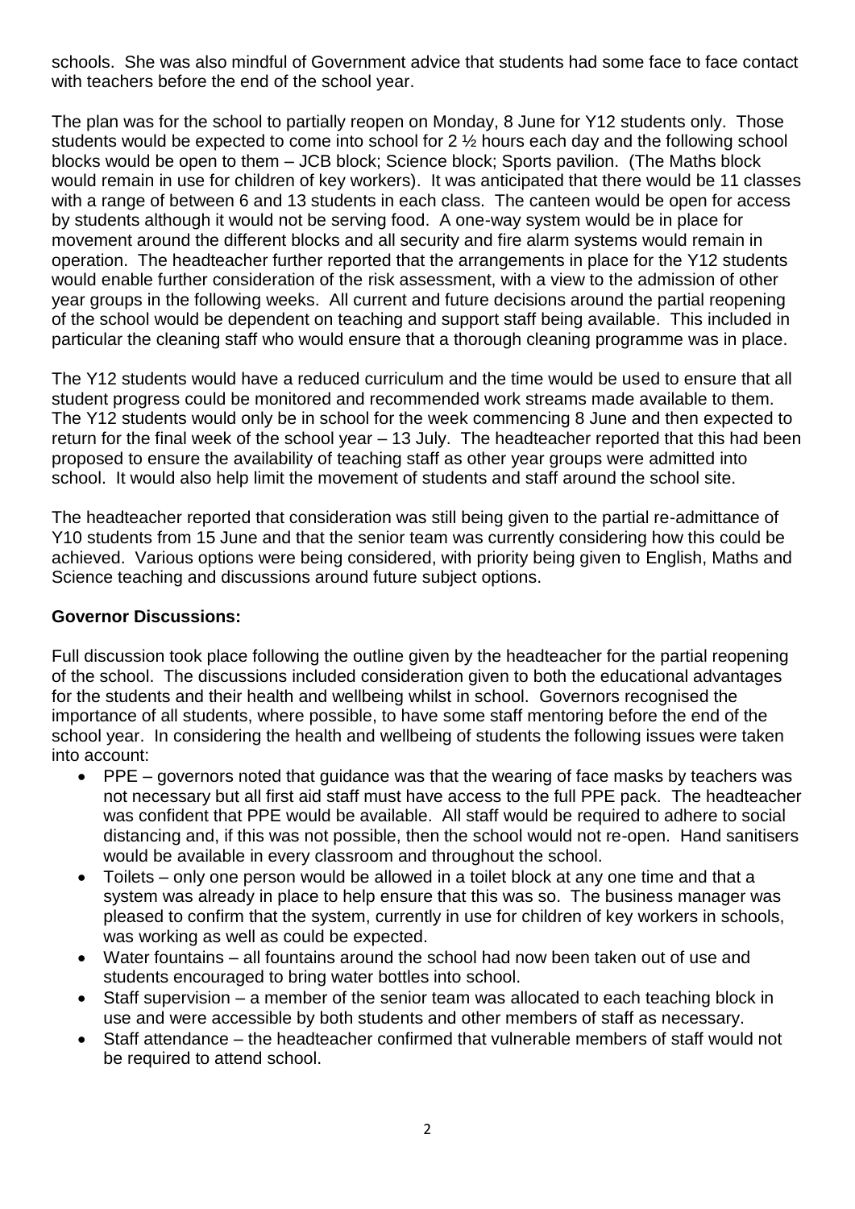schools. She was also mindful of Government advice that students had some face to face contact with teachers before the end of the school year.

The plan was for the school to partially reopen on Monday, 8 June for Y12 students only. Those students would be expected to come into school for 2 ½ hours each day and the following school blocks would be open to them – JCB block; Science block; Sports pavilion. (The Maths block would remain in use for children of key workers). It was anticipated that there would be 11 classes with a range of between 6 and 13 students in each class. The canteen would be open for access by students although it would not be serving food. A one-way system would be in place for movement around the different blocks and all security and fire alarm systems would remain in operation. The headteacher further reported that the arrangements in place for the Y12 students would enable further consideration of the risk assessment, with a view to the admission of other year groups in the following weeks. All current and future decisions around the partial reopening of the school would be dependent on teaching and support staff being available. This included in particular the cleaning staff who would ensure that a thorough cleaning programme was in place.

The Y12 students would have a reduced curriculum and the time would be used to ensure that all student progress could be monitored and recommended work streams made available to them. The Y12 students would only be in school for the week commencing 8 June and then expected to return for the final week of the school year – 13 July. The headteacher reported that this had been proposed to ensure the availability of teaching staff as other year groups were admitted into school. It would also help limit the movement of students and staff around the school site.

The headteacher reported that consideration was still being given to the partial re-admittance of Y10 students from 15 June and that the senior team was currently considering how this could be achieved. Various options were being considered, with priority being given to English, Maths and Science teaching and discussions around future subject options.

**Governor Discussions:**

Full discussion took place following the outline given by the headteacher for the partial reopening of the school. The discussions included consideration given to both the educational advantages for the students and their health and wellbeing whilst in school. Governors recognised the importance of all students, where possible, to have some staff mentoring before the end of the school year. In considering the health and wellbeing of students the following issues were taken into account:

- PPE – governors noted that guidance was that the wearing of face masks by teachers was not necessary but all first aid staff must have access to the full PPE pack. The headteacher was confident that PPE would be available. All staff would be required to adhere to social distancing and, if this was not possible, then the school would not re-open. Hand sanitisers would be available in every classroom and throughout the school.
- Toilets – only one person would be allowed in a toilet block at any one time and that a system was already in place to help ensure that this was so. The business manager was pleased to confirm that the system, currently in use for children of key workers in schools, was working as well as could be expected.
- Water fountains – all fountains around the school had now been taken out of use and students encouraged to bring water bottles into school.
- Staff supervision – a member of the senior team was allocated to each teaching block in use and were accessible by both students and other members of staff as necessary.
- Staff attendance – the headteacher confirmed that vulnerable members of staff would not be required to attend school.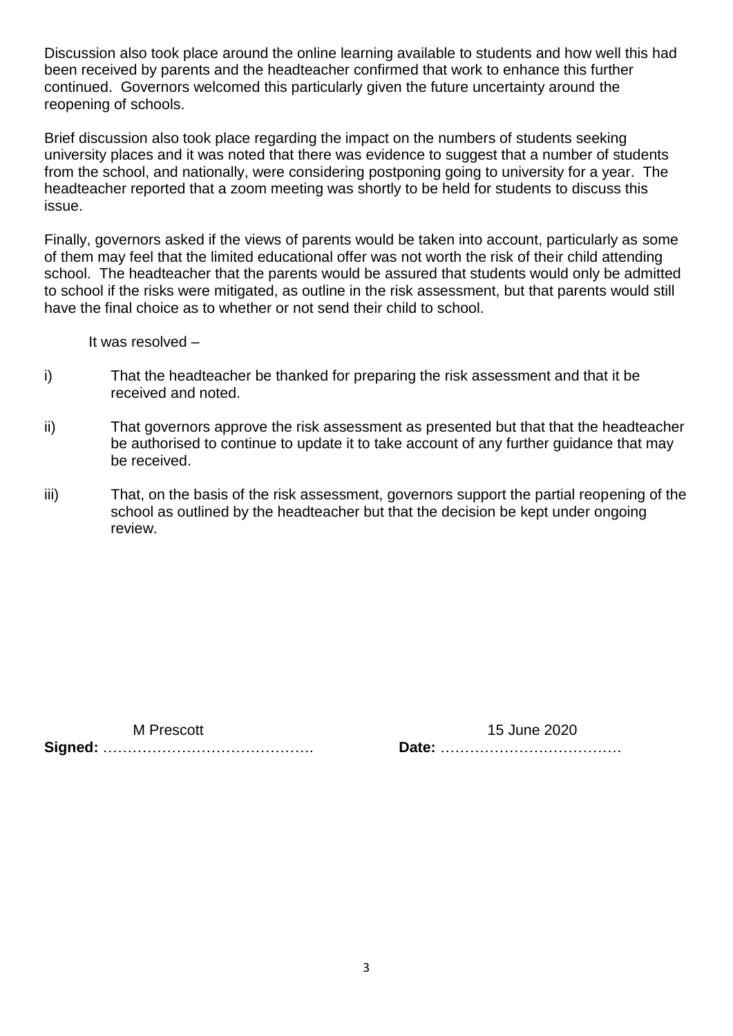Discussion also took place around the online learning available to students and how well this had been received by parents and the headteacher confirmed that work to enhance this further continued. Governors welcomed this particularly given the future uncertainty around the reopening of schools.

Brief discussion also took place regarding the impact on the numbers of students seeking university places and it was noted that there was evidence to suggest that a number of students from the school, and nationally, were considering postponing going to university for a year. The headteacher reported that a zoom meeting was shortly to be held for students to discuss this issue.

Finally, governors asked if the views of parents would be taken into account, particularly as some of them may feel that the limited educational offer was not worth the risk of their child attending school. The headteacher that the parents would be assured that students would only be admitted to school if the risks were mitigated, as outline in the risk assessment, but that parents would still have the final choice as to whether or not send their child to school.

It was resolved –

i) That the headteacher be thanked for preparing the risk assessment and that it be received and noted.

ii) That governors approve the risk assessment as presented but that that the headteacher be authorised to continue to update it to take account of any further guidance that may be received.

iii) That, on the basis of the risk assessment, governors support the partial reopening of the school as outlined by the headteacher but that the decision be kept under ongoing review.

**Signed:** M Prescott **Date:** 15 June 2020